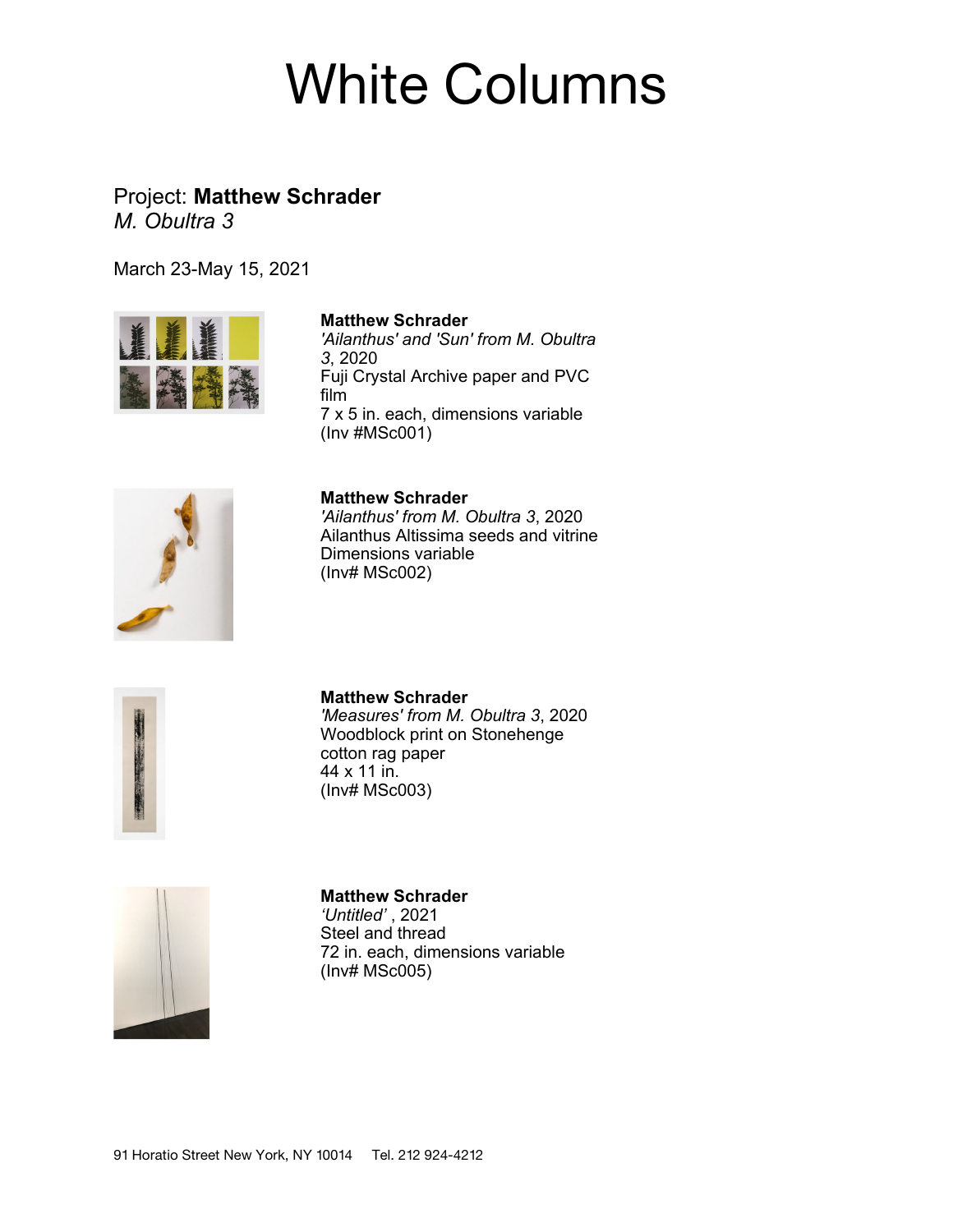# White Columns

Project: **Matthew Schrader**
*M. Obultra 3*

March 23-May 15, 2021

**Matthew Schrader**
*'Ailanthus' and 'Sun' from M. Obultra 3*, 2020
Fuji Crystal Archive paper and PVC film
7 x 5 in. each, dimensions variable
(Inv #MSc001)

**Matthew Schrader**
*'Ailanthus' from M. Obultra 3*, 2020
Ailanthus Altissima seeds and vitrine
Dimensions variable
(Inv# MSc002)

**Matthew Schrader**
*'Measures' from M. Obultra 3*, 2020
Woodblock print on Stonehenge cotton rag paper
44 x 11 in.
(Inv# MSc003)

**Matthew Schrader**
*'Untitled'* , 2021
Steel and thread
72 in. each, dimensions variable
(Inv# MSc005)

91 Horatio Street New York, NY 10014 Tel. 212 924-4212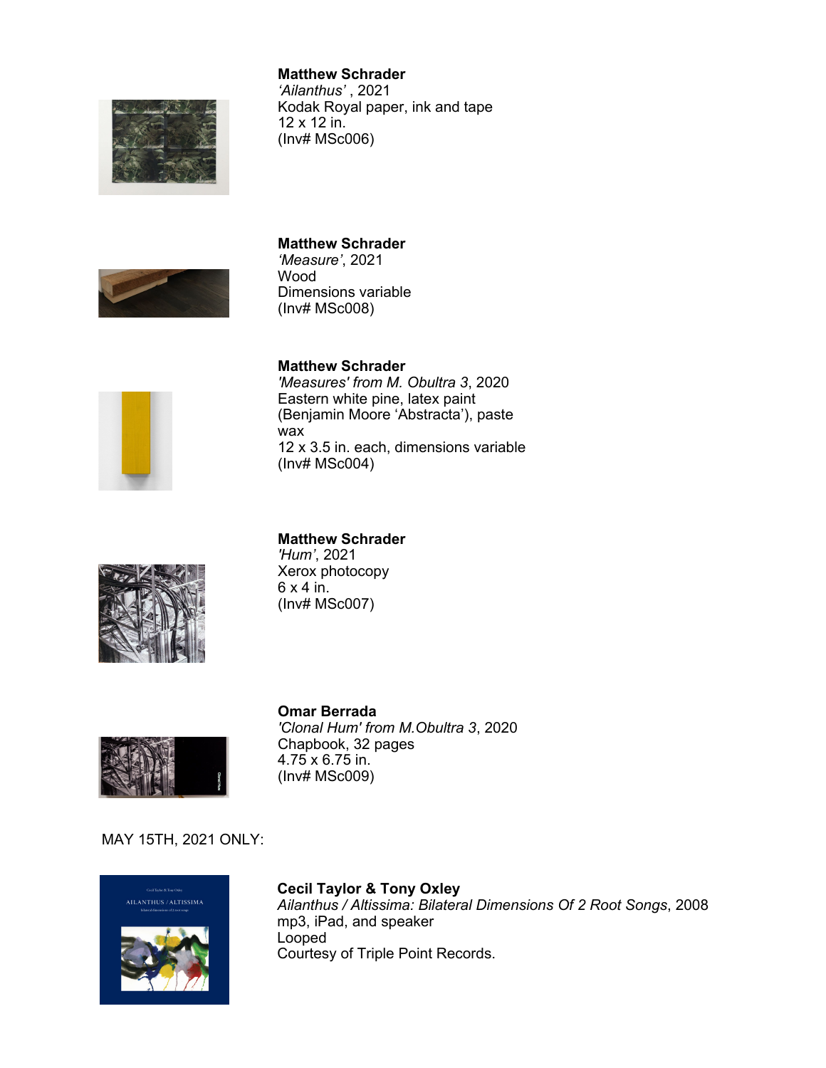**Matthew Schrader**
*'Ailanthus'* , 2021
Kodak Royal paper, ink and tape
12 x 12 in.
(Inv# MSc006)

**Matthew Schrader**
*'Measure'*, 2021
Wood
Dimensions variable
(Inv# MSc008)

**Matthew Schrader**
*'Measures' from M. Obultra 3*, 2020
Eastern white pine, latex paint (Benjamin Moore 'Abstracta'), paste wax
12 x 3.5 in. each, dimensions variable
(Inv# MSc004)

**Matthew Schrader**
*'Hum'*, 2021
Xerox photocopy
6 x 4 in.
(Inv# MSc007)

**Omar Berrada**
*'Clonal Hum' from M.Obultra 3*, 2020
Chapbook, 32 pages
4.75 x 6.75 in.
(Inv# MSc009)

MAY 15TH, 2021 ONLY:

**Cecil Taylor & Tony Oxley**
*Ailanthus / Altissima: Bilateral Dimensions Of 2 Root Songs*, 2008
mp3, iPad, and speaker
Looped
Courtesy of Triple Point Records.